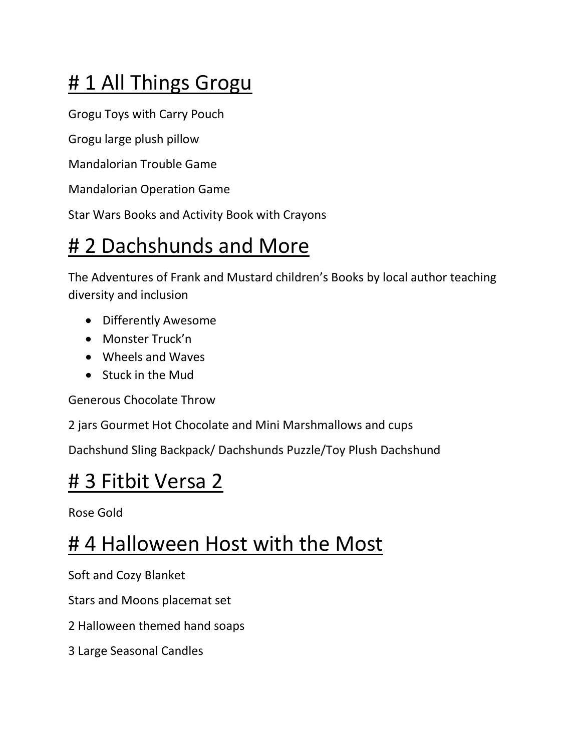# # 1 All Things Grogu

Grogu Toys with Carry Pouch

Grogu large plush pillow

Mandalorian Trouble Game

Mandalorian Operation Game

Star Wars Books and Activity Book with Crayons

# # 2 Dachshunds and More

The Adventures of Frank and Mustard children's Books by local author teaching diversity and inclusion

- Differently Awesome
- Monster Truck'n
- Wheels and Waves
- Stuck in the Mud

Generous Chocolate Throw

2 jars Gourmet Hot Chocolate and Mini Marshmallows and cups

Dachshund Sling Backpack/ Dachshunds Puzzle/Toy Plush Dachshund

# # 3 Fitbit Versa 2

Rose Gold

# # 4 Halloween Host with the Most

Soft and Cozy Blanket

Stars and Moons placemat set

2 Halloween themed hand soaps

3 Large Seasonal Candles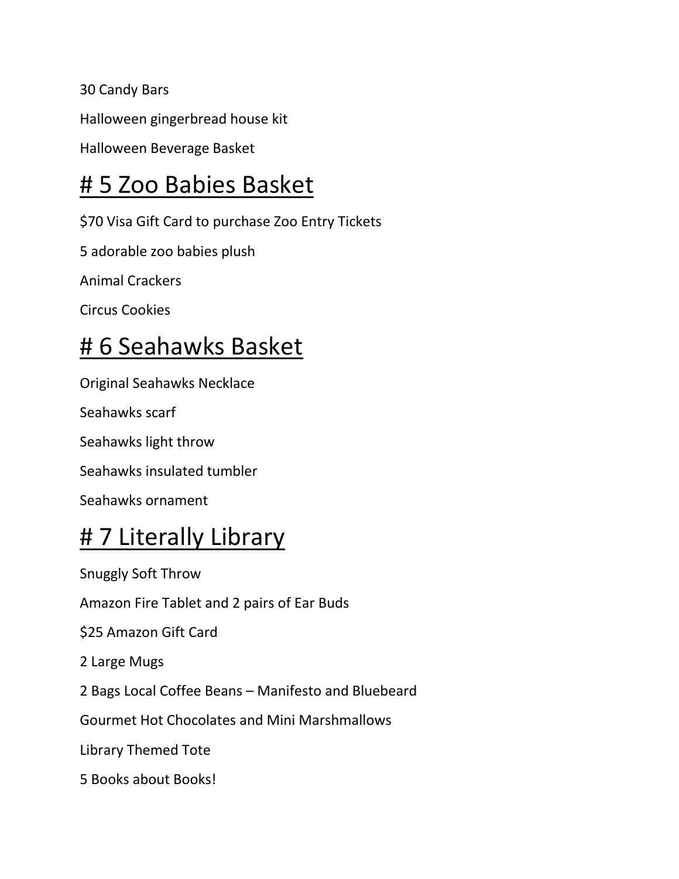30 Candy Bars

Halloween gingerbread house kit

Halloween Beverage Basket

# # 5 Zoo Babies Basket

$70 Visa Gift Card to purchase Zoo Entry Tickets

5 adorable zoo babies plush

Animal Crackers

Circus Cookies

# # 6 Seahawks Basket

Original Seahawks Necklace

Seahawks scarf

Seahawks light throw

Seahawks insulated tumbler

Seahawks ornament

# # 7 Literally Library

Snuggly Soft Throw

Amazon Fire Tablet and 2 pairs of Ear Buds

$25 Amazon Gift Card

2 Large Mugs

2 Bags Local Coffee Beans – Manifesto and Bluebeard

Gourmet Hot Chocolates and Mini Marshmallows

Library Themed Tote

5 Books about Books!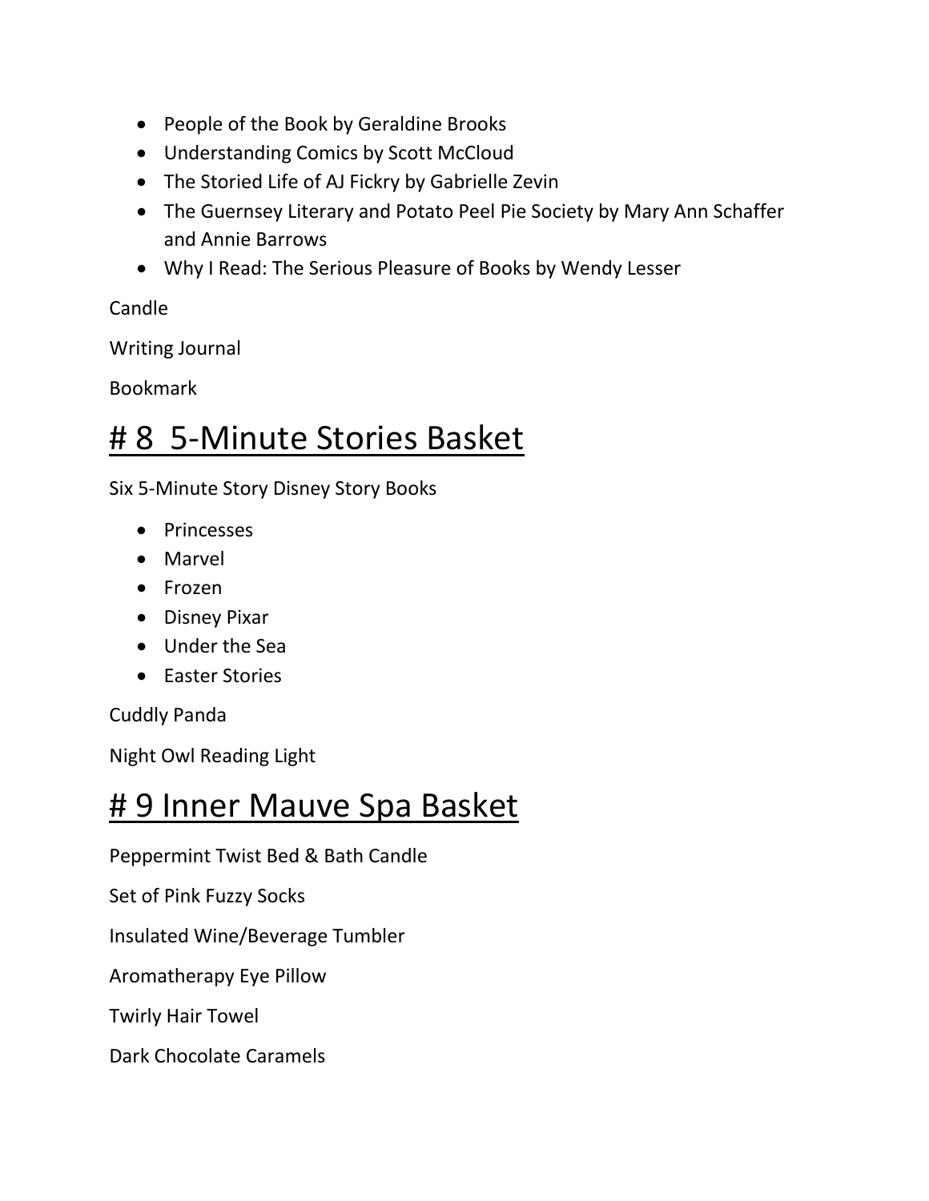- People of the Book by Geraldine Brooks
- Understanding Comics by Scott McCloud
- The Storied Life of AJ Fickry by Gabrielle Zevin
- The Guernsey Literary and Potato Peel Pie Society by Mary Ann Schaffer and Annie Barrows
- Why I Read: The Serious Pleasure of Books by Wendy Lesser

Candle

Writing Journal

Bookmark

# # 8 5-Minute Stories Basket

Six 5-Minute Story Disney Story Books

- Princesses
- Marvel
- Frozen
- Disney Pixar
- Under the Sea
- Easter Stories

Cuddly Panda

Night Owl Reading Light

# # 9 Inner Mauve Spa Basket

Peppermint Twist Bed & Bath Candle

Set of Pink Fuzzy Socks

Insulated Wine/Beverage Tumbler

Aromatherapy Eye Pillow

Twirly Hair Towel

Dark Chocolate Caramels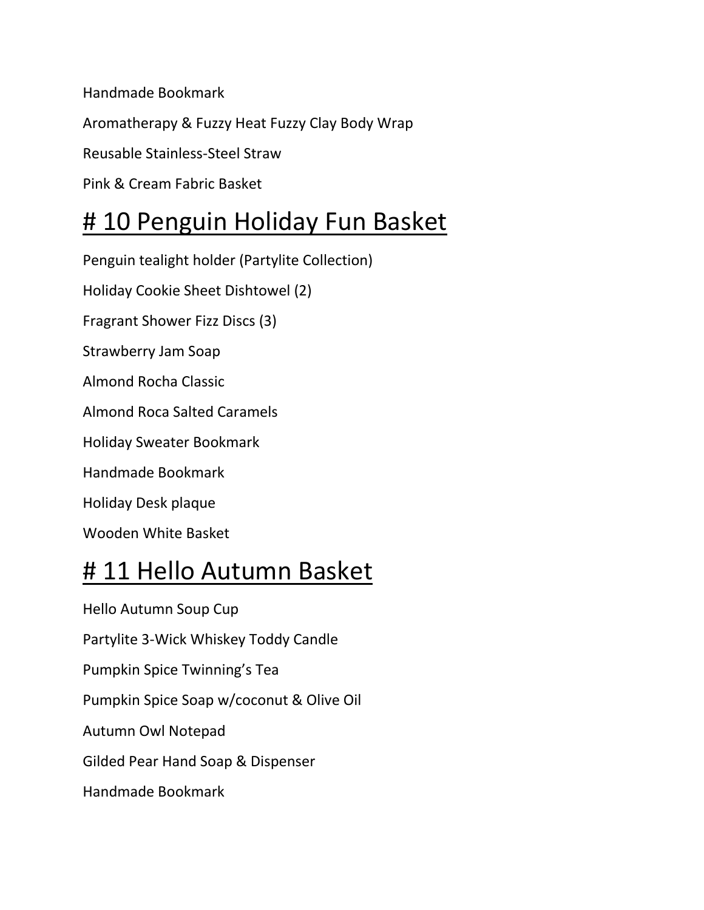Handmade Bookmark

Aromatherapy & Fuzzy Heat Fuzzy Clay Body Wrap

Reusable Stainless-Steel Straw

Pink & Cream Fabric Basket

# # 10 Penguin Holiday Fun Basket

Penguin tealight holder (Partylite Collection)

Holiday Cookie Sheet Dishtowel (2)

Fragrant Shower Fizz Discs (3)

Strawberry Jam Soap

Almond Rocha Classic

Almond Roca Salted Caramels

Holiday Sweater Bookmark

Handmade Bookmark

Holiday Desk plaque

Wooden White Basket

# # 11 Hello Autumn Basket

Hello Autumn Soup Cup

Partylite 3-Wick Whiskey Toddy Candle

Pumpkin Spice Twinning's Tea

Pumpkin Spice Soap w/coconut & Olive Oil

Autumn Owl Notepad

Gilded Pear Hand Soap & Dispenser

Handmade Bookmark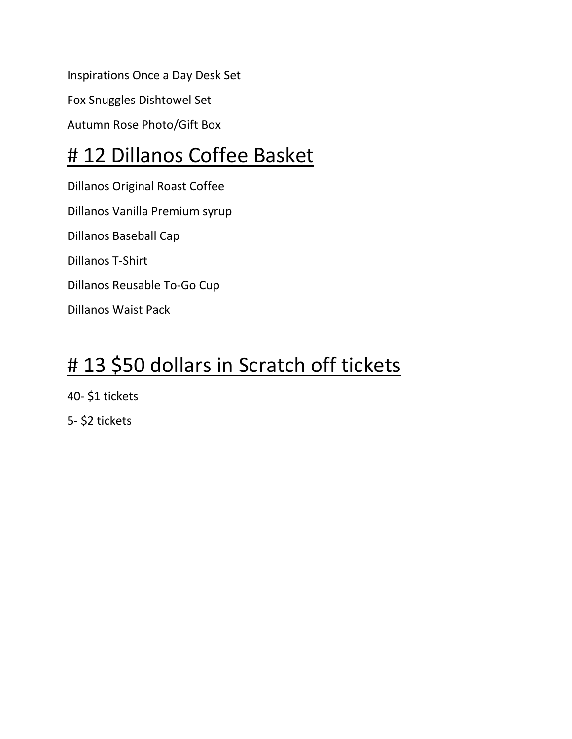Inspirations Once a Day Desk Set

Fox Snuggles Dishtowel Set

Autumn Rose Photo/Gift Box

# # 12 Dillanos Coffee Basket

Dillanos Original Roast Coffee

Dillanos Vanilla Premium syrup

Dillanos Baseball Cap

Dillanos T-Shirt

Dillanos Reusable To-Go Cup

Dillanos Waist Pack

# # 13 $50 dollars in Scratch off tickets

40- $1 tickets

5- $2 tickets